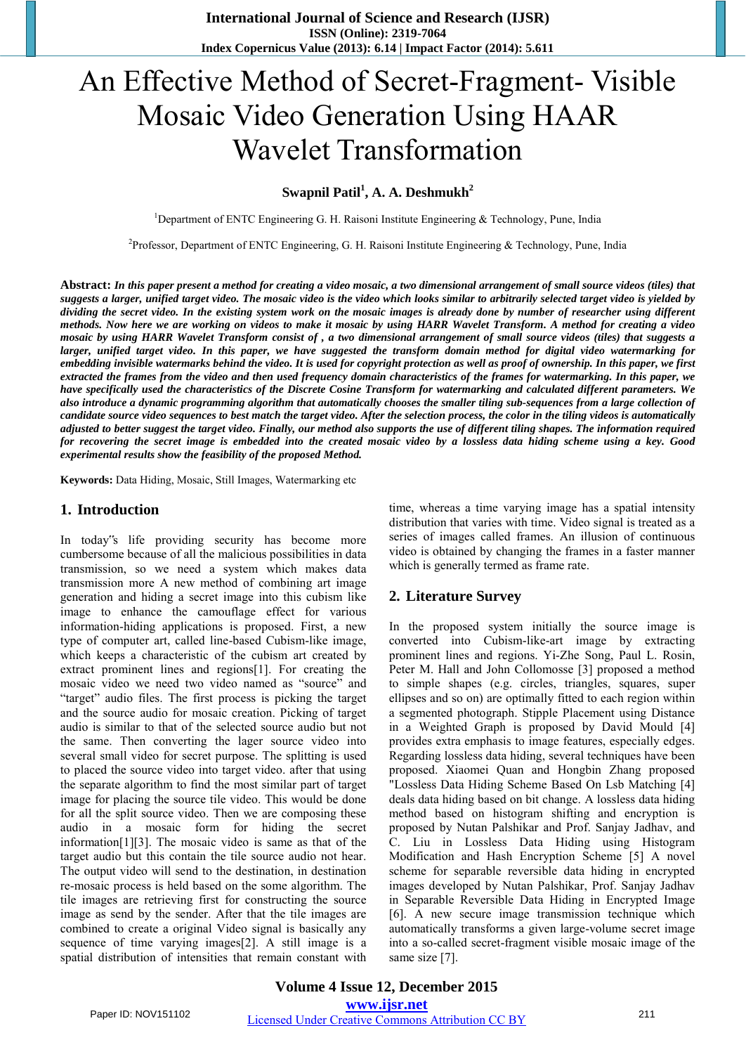# An Effective Method of Secret-Fragment- Visible Mosaic Video Generation Using HAAR Wavelet Transformation

**Swapnil Patil[1], A. A. Deshmukh[2]**

[1]Department of ENTC Engineering G. H. Raisoni Institute Engineering & Technology, Pune, India

[2]Professor, Department of ENTC Engineering, G. H. Raisoni Institute Engineering & Technology, Pune, India

**Abstract:** ***In this paper present a method for creating a video mosaic, a two dimensional arrangement of small source videos (tiles) that suggests a larger, unified target video. The mosaic video is the video which looks similar to arbitrarily selected target video is yielded by dividing the secret video. In the existing system work on the mosaic images is already done by number of researcher using different methods. Now here we are working on videos to make it mosaic by using HARR Wavelet Transform. A method for creating a video mosaic by using HARR Wavelet Transform consist of , a two dimensional arrangement of small source videos (tiles) that suggests a larger, unified target video. In this paper, we have suggested the transform domain method for digital video watermarking for embedding invisible watermarks behind the video. It is used for copyright protection as well as proof of ownership. In this paper, we first extracted the frames from the video and then used frequency domain characteristics of the frames for watermarking. In this paper, we have specifically used the characteristics of the Discrete Cosine Transform for watermarking and calculated different parameters. We also introduce a dynamic programming algorithm that automatically chooses the smaller tiling sub-sequences from a large collection of candidate source video sequences to best match the target video. After the selection process, the color in the tiling videos is automatically adjusted to better suggest the target video. Finally, our method also supports the use of different tiling shapes. The information required for recovering the secret image is embedded into the created mosaic video by a lossless data hiding scheme using a key. Good experimental results show the feasibility of the proposed Method.***

**Keywords:** Data Hiding, Mosaic, Still Images, Watermarking etc

## 1. Introduction

In today"s life providing security has become more cumbersome because of all the malicious possibilities in data transmission, so we need a system which makes data transmission more A new method of combining art image generation and hiding a secret image into this cubism like image to enhance the camouflage effect for various information-hiding applications is proposed. First, a new type of computer art, called line-based Cubism-like image, which keeps a characteristic of the cubism art created by extract prominent lines and regions[1]. For creating the mosaic video we need two video named as "source" and "target" audio files. The first process is picking the target and the source audio for mosaic creation. Picking of target audio is similar to that of the selected source audio but not the same. Then converting the lager source video into several small video for secret purpose. The splitting is used to placed the source video into target video. after that using the separate algorithm to find the most similar part of target image for placing the source tile video. This would be done for all the split source video. Then we are composing these audio in a mosaic form for hiding the secret information[1][3]. The mosaic video is same as that of the target audio but this contain the tile source audio not hear. The output video will send to the destination, in destination re-mosaic process is held based on the some algorithm. The tile images are retrieving first for constructing the source image as send by the sender. After that the tile images are combined to create a original Video signal is basically any sequence of time varying images[2]. A still image is a spatial distribution of intensities that remain constant with time, whereas a time varying image has a spatial intensity distribution that varies with time. Video signal is treated as a series of images called frames. An illusion of continuous video is obtained by changing the frames in a faster manner which is generally termed as frame rate.

## 2. Literature Survey

In the proposed system initially the source image is converted into Cubism-like-art image by extracting prominent lines and regions. Yi-Zhe Song, Paul L. Rosin, Peter M. Hall and John Collomosse [3] proposed a method to simple shapes (e.g. circles, triangles, squares, super ellipses and so on) are optimally fitted to each region within a segmented photograph. Stipple Placement using Distance in a Weighted Graph is proposed by David Mould [4] provides extra emphasis to image features, especially edges. Regarding lossless data hiding, several techniques have been proposed. Xiaomei Quan and Hongbin Zhang proposed "Lossless Data Hiding Scheme Based On Lsb Matching [4] deals data hiding based on bit change. A lossless data hiding method based on histogram shifting and encryption is proposed by Nutan Palshikar and Prof. Sanjay Jadhav, and C. Liu in Lossless Data Hiding using Histogram Modification and Hash Encryption Scheme [5] A novel scheme for separable reversible data hiding in encrypted images developed by Nutan Palshikar, Prof. Sanjay Jadhav in Separable Reversible Data Hiding in Encrypted Image [6]. A new secure image transmission technique which automatically transforms a given large-volume secret image into a so-called secret-fragment visible mosaic image of the same size [7].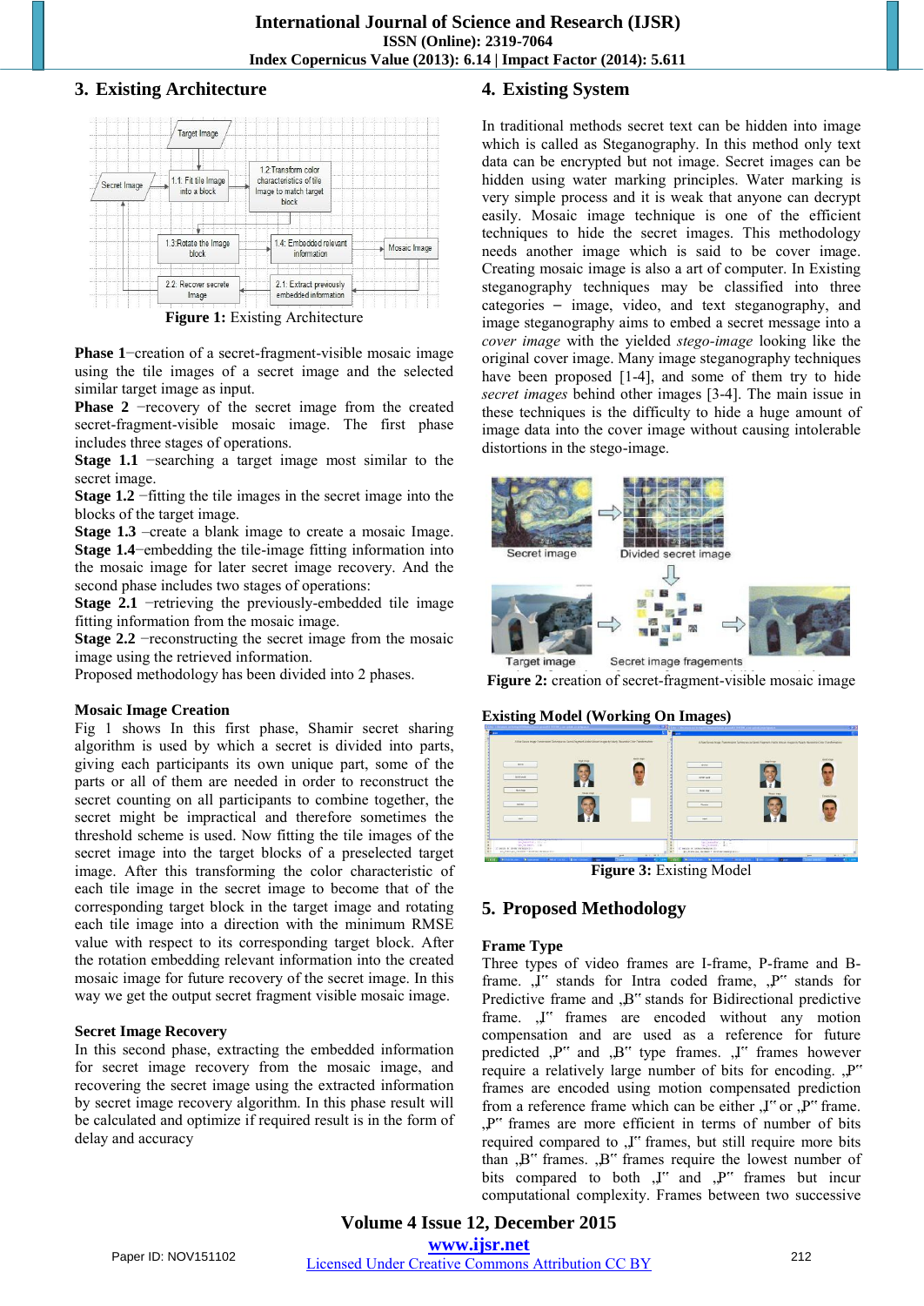## 3. Existing Architecture

Figure 1: Existing Architecture

**Phase 1**−creation of a secret-fragment-visible mosaic image using the tile images of a secret image and the selected similar target image as input.
**Phase 2** −recovery of the secret image from the created secret-fragment-visible mosaic image. The first phase includes three stages of operations.
**Stage 1.1** −searching a target image most similar to the secret image.
**Stage 1.2** −fitting the tile images in the secret image into the blocks of the target image.
**Stage 1.3** –create a blank image to create a mosaic Image.
**Stage 1.4**−embedding the tile-image fitting information into the mosaic image for later secret image recovery. And the second phase includes two stages of operations:
**Stage 2.1** −retrieving the previously-embedded tile image fitting information from the mosaic image.
**Stage 2.2** −reconstructing the secret image from the mosaic image using the retrieved information.
Proposed methodology has been divided into 2 phases.

**Mosaic Image Creation**
Fig 1 shows In this first phase, Shamir secret sharing algorithm is used by which a secret is divided into parts, giving each participants its own unique part, some of the parts or all of them are needed in order to reconstruct the secret counting on all participants to combine together, the secret might be impractical and therefore sometimes the threshold scheme is used. Now fitting the tile images of the secret image into the target blocks of a preselected target image. After this transforming the color characteristic of each tile image in the secret image to become that of the corresponding target block in the target image and rotating each tile image into a direction with the minimum RMSE value with respect to its corresponding target block. After the rotation embedding relevant information into the created mosaic image for future recovery of the secret image. In this way we get the output secret fragment visible mosaic image.

**Secret Image Recovery**
In this second phase, extracting the embedded information for secret image recovery from the mosaic image, and recovering the secret image using the extracted information by secret image recovery algorithm. In this phase result will be calculated and optimize if required result is in the form of delay and accuracy

## 4. Existing System

In traditional methods secret text can be hidden into image which is called as Steganography. In this method only text data can be encrypted but not image. Secret images can be hidden using water marking principles. Water marking is very simple process and it is weak that anyone can decrypt easily. Mosaic image technique is one of the efficient techniques to hide the secret images. This methodology needs another image which is said to be cover image. Creating mosaic image is also a art of computer. In Existing steganography techniques may be classified into three categories – image, video, and text steganography, and image steganography aims to embed a secret message into a *cover image* with the yielded *stego-image* looking like the original cover image. Many image steganography techniques have been proposed [1-4], and some of them try to hide *secret images* behind other images [3-4]. The main issue in these techniques is the difficulty to hide a huge amount of image data into the cover image without causing intolerable distortions in the stego-image.

Figure 2: creation of secret-fragment-visible mosaic image

**Existing Model (Working On Images)**

Figure 3: Existing Model

## 5. Proposed Methodology

**Frame Type**
Three types of video frames are I-frame, P-frame and B-frame. „I" stands for Intra coded frame, „P" stands for Predictive frame and „B" stands for Bidirectional predictive frame. „I" frames are encoded without any motion compensation and are used as a reference for future predicted „P" and „B" type frames. „I" frames however require a relatively large number of bits for encoding. „P" frames are encoded using motion compensated prediction from a reference frame which can be either „I" or „P" frame. „P" frames are more efficient in terms of number of bits required compared to „I" frames, but still require more bits than „B" frames. „B" frames require the lowest number of bits compared to both „I" and „P" frames but incur computational complexity. Frames between two successive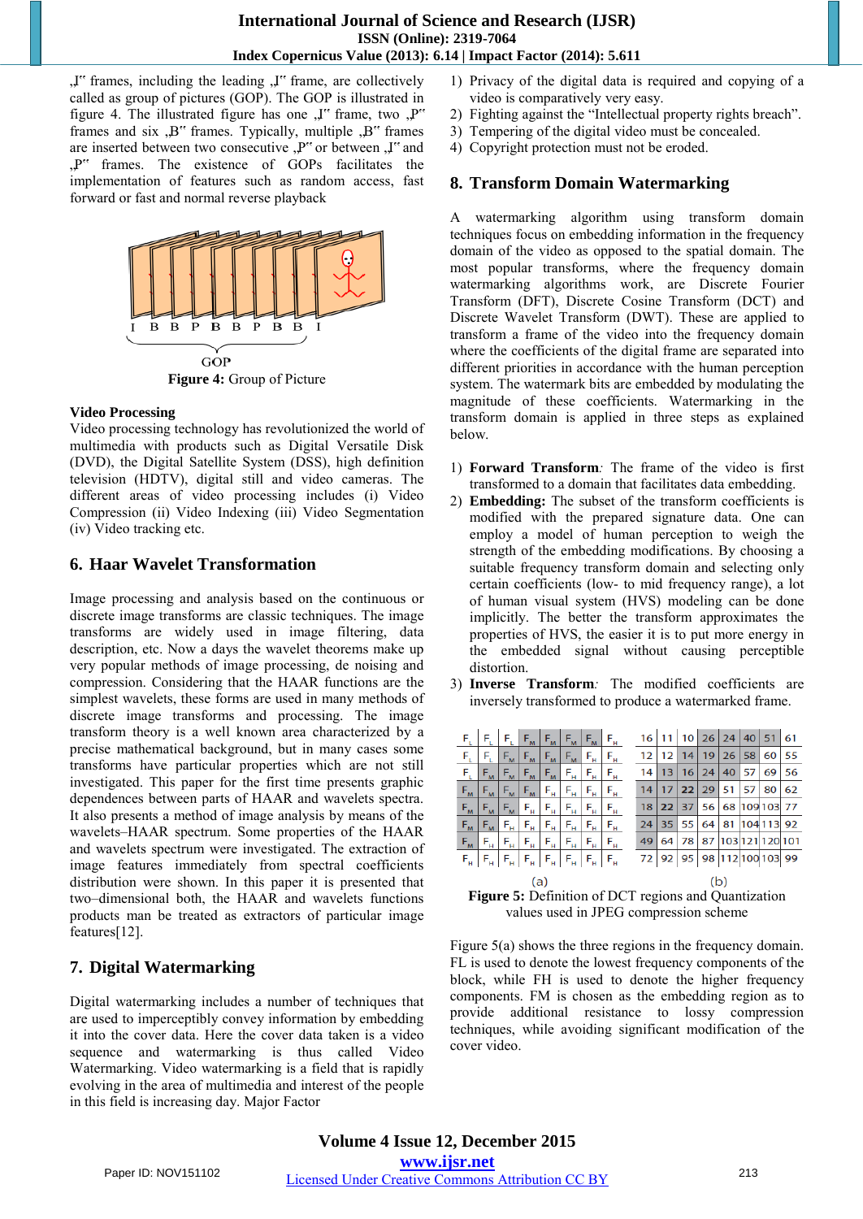„I" frames, including the leading „I" frame, are collectively called as group of pictures (GOP). The GOP is illustrated in figure 4. The illustrated figure has one „I" frame, two „P" frames and six „B" frames. Typically, multiple „B" frames are inserted between two consecutive „P" or between „I" and „P" frames. The existence of GOPs facilitates the implementation of features such as random access, fast forward or fast and normal reverse playback

I B B P B B P B B I

GOP

**Figure 4:** Group of Picture

**Video Processing**

Video processing technology has revolutionized the world of multimedia with products such as Digital Versatile Disk (DVD), the Digital Satellite System (DSS), high definition television (HDTV), digital still and video cameras. The different areas of video processing includes (i) Video Compression (ii) Video Indexing (iii) Video Segmentation (iv) Video tracking etc.

## 6. Haar Wavelet Transformation

Image processing and analysis based on the continuous or discrete image transforms are classic techniques. The image transforms are widely used in image filtering, data description, etc. Now a days the wavelet theorems make up very popular methods of image processing, de noising and compression. Considering that the HAAR functions are the simplest wavelets, these forms are used in many methods of discrete image transforms and processing. The image transform theory is a well known area characterized by a precise mathematical background, but in many cases some transforms have particular properties which are not still investigated. This paper for the first time presents graphic dependences between parts of HAAR and wavelets spectra. It also presents a method of image analysis by means of the wavelets–HAAR spectrum. Some properties of the HAAR and wavelets spectrum were investigated. The extraction of image features immediately from spectral coefficients distribution were shown. In this paper it is presented that two–dimensional both, the HAAR and wavelets functions products man be treated as extractors of particular image features[12].

## 7. Digital Watermarking

Digital watermarking includes a number of techniques that are used to imperceptibly convey information by embedding it into the cover data. Here the cover data taken is a video sequence and watermarking is thus called Video Watermarking. Video watermarking is a field that is rapidly evolving in the area of multimedia and interest of the people in this field is increasing day. Major Factor

1) Privacy of the digital data is required and copying of a video is comparatively very easy.
2) Fighting against the "Intellectual property rights breach".
3) Tempering of the digital video must be concealed.
4) Copyright protection must not be eroded.

## 8. Transform Domain Watermarking

A watermarking algorithm using transform domain techniques focus on embedding information in the frequency domain of the video as opposed to the spatial domain. The most popular transforms, where the frequency domain watermarking algorithms work, are Discrete Fourier Transform (DFT), Discrete Cosine Transform (DCT) and Discrete Wavelet Transform (DWT). These are applied to transform a frame of the video into the frequency domain where the coefficients of the digital frame are separated into different priorities in accordance with the human perception system. The watermark bits are embedded by modulating the magnitude of these coefficients. Watermarking in the transform domain is applied in three steps as explained below.

1) **Forward Transform***:* The frame of the video is first transformed to a domain that facilitates data embedding.
2) **Embedding:** The subset of the transform coefficients is modified with the prepared signature data. One can employ a model of human perception to weigh the strength of the embedding modifications. By choosing a suitable frequency transform domain and selecting only certain coefficients (low- to mid frequency range), a lot of human visual system (HVS) modeling can be done implicitly. The better the transform approximates the properties of HVS, the easier it is to put more energy in the embedded signal without causing perceptible distortion.
3) **Inverse Transform***:* The modified coefficients are inversely transformed to produce a watermarked frame.

(a)

| | | | | | | | |
|---|---|---|---|---|---|---|---|
| $F_L$ | $F_L$ | $F_L$ | $F_M$ | $F_M$ | $F_M$ | $F_M$ | $F_H$ |
| $F_L$ | $F_L$ | $F_M$ | $F_M$ | $F_M$ | $F_M$ | $F_H$ | $F_H$ |
| $F_L$ | $F_M$ | $F_M$ | $F_M$ | $F_M$ | $F_H$ | $F_H$ | $F_H$ |
| $F_M$ | $F_M$ | $F_M$ | $F_M$ | $F_H$ | $F_H$ | $F_H$ | $F_H$ |
| $F_M$ | $F_M$ | $F_M$ | $F_H$ | $F_H$ | $F_H$ | $F_H$ | $F_H$ |
| $F_M$ | $F_M$ | $F_H$ | $F_H$ | $F_H$ | $F_H$ | $F_H$ | $F_H$ |
| $F_M$ | $F_H$ | $F_H$ | $F_H$ | $F_H$ | $F_H$ | $F_H$ | $F_H$ |
| $F_H$ | $F_H$ | $F_H$ | $F_H$ | $F_H$ | $F_H$ | $F_H$ | $F_H$ |

(b)

| | | | | | | | |
|---|---|---|---|---|---|---|---|
| 16 | 11 | 10 | 26 | 24 | 40 | 51 | 61 |
| 12 | 12 | 14 | 19 | 26 | 58 | 60 | 55 |
| 14 | 13 | 16 | 24 | 40 | 57 | 69 | 56 |
| 14 | 17 | 22 | 29 | 51 | 57 | 80 | 62 |
| 18 | 22 | 37 | 56 | 68 | 109 | 103 | 77 |
| 24 | 35 | 55 | 64 | 81 | 104 | 113 | 92 |
| 49 | 64 | 78 | 87 | 103 | 121 | 120 | 101 |
| 72 | 92 | 95 | 98 | 112 | 100 | 103 | 99 |

**Figure 5:** Definition of DCT regions and Quantization values used in JPEG compression scheme

Figure 5(a) shows the three regions in the frequency domain. FL is used to denote the lowest frequency components of the block, while FH is used to denote the higher frequency components. FM is chosen as the embedding region as to provide additional resistance to lossy compression techniques, while avoiding significant modification of the cover video.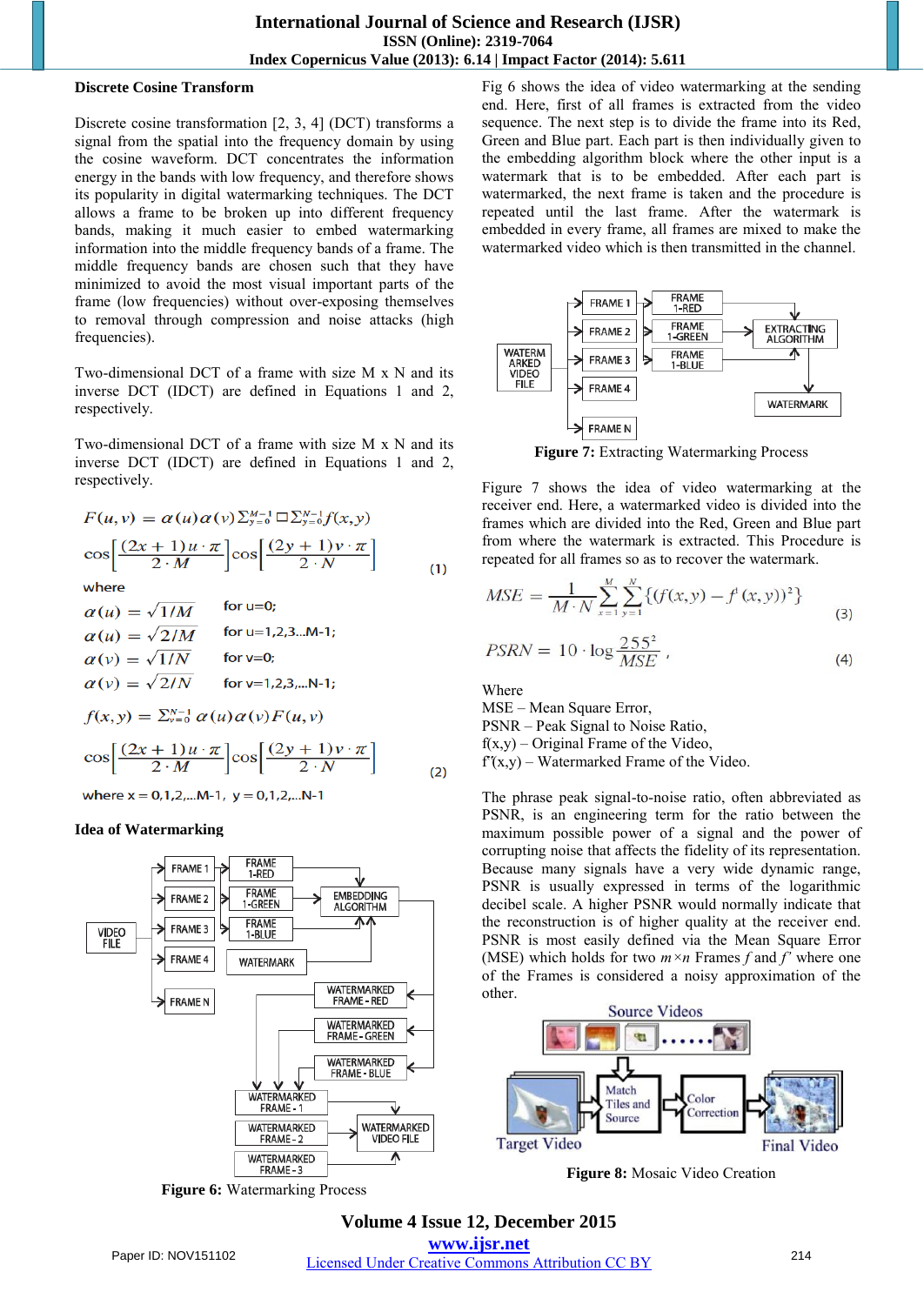### Discrete Cosine Transform

Discrete cosine transformation [2, 3, 4] (DCT) transforms a signal from the spatial into the frequency domain by using the cosine waveform. DCT concentrates the information energy in the bands with low frequency, and therefore shows its popularity in digital watermarking techniques. The DCT allows a frame to be broken up into different frequency bands, making it much easier to embed watermarking information into the middle frequency bands of a frame. The middle frequency bands are chosen such that they have minimized to avoid the most visual important parts of the frame (low frequencies) without over-exposing themselves to removal through compression and noise attacks (high frequencies).

Two-dimensional DCT of a frame with size M x N and its inverse DCT (IDCT) are defined in Equations 1 and 2, respectively.

Two-dimensional DCT of a frame with size M x N and its inverse DCT (IDCT) are defined in Equations 1 and 2, respectively.

$$F(u,v) = \alpha(u)\alpha(v)\sum_{y=0}^{M-1}\sum_{y=0}^{N-1} f(x,y) \cos\left[\frac{(2x+1)u\cdot\pi}{2\cdot M}\right]\cos\left[\frac{(2y+1)v\cdot\pi}{2\cdot N}\right] \quad (1)$$

where

$\alpha(u) = \sqrt{1/M}$ for u=0;

$\alpha(u) = \sqrt{2/M}$ for u=1,2,3...M-1;

$\alpha(v) = \sqrt{1/N}$ for v=0;

$\alpha(v) = \sqrt{2/N}$ for v=1,2,3,...N-1;

$$f(x,y) = \sum_{v=0}^{N-1} \alpha(u)\alpha(v)F(u,v) \cos\left[\frac{(2x+1)u\cdot\pi}{2\cdot M}\right]\cos\left[\frac{(2y+1)v\cdot\pi}{2\cdot N}\right] \quad (2)$$

where x = 0,1,2,...M-1, y = 0,1,2,...N-1

### Idea of Watermarking

Figure 6: Watermarking Process

Fig 6 shows the idea of video watermarking at the sending end. Here, first of all frames is extracted from the video sequence. The next step is to divide the frame into its Red, Green and Blue part. Each part is then individually given to the embedding algorithm block where the other input is a watermark that is to be embedded. After each part is watermarked, the next frame is taken and the procedure is repeated until the last frame. After the watermark is embedded in every frame, all frames are mixed to make the watermarked video which is then transmitted in the channel.

Figure 7: Extracting Watermarking Process

Figure 7 shows the idea of video watermarking at the receiver end. Here, a watermarked video is divided into the frames which are divided into the Red, Green and Blue part from the watermark is extracted. This Procedure is repeated for all frames so as to recover the watermark.

$$MSE = \frac{1}{M\cdot N}\sum_{x=1}^{M}\sum_{y=1}^{N}\{(f(x,y) - f'(x,y))^2\} \quad (3)$$

$$PSRN = 10\cdot\log\frac{255^2}{MSE}, \quad (4)$$

Where
MSE – Mean Square Error,
PSNR – Peak Signal to Noise Ratio,
f(x,y) – Original Frame of the Video,
f'(x,y) – Watermarked Frame of the Video.

The phrase peak signal-to-noise ratio, often abbreviated as PSNR, is an engineering term for the ratio between the maximum possible power of a signal and the power of corrupting noise that affects the fidelity of its representation. Because many signals have a very wide dynamic range, PSNR is usually expressed in terms of the logarithmic decibel scale. A higher PSNR would normally indicate that the reconstruction is of higher quality at the receiver end. PSNR is most easily defined via the Mean Square Error (MSE) which holds for two $m\times n$ Frames $f$ and $f'$ where one of the Frames is considered a noisy approximation of the other.

Figure 8: Mosaic Video Creation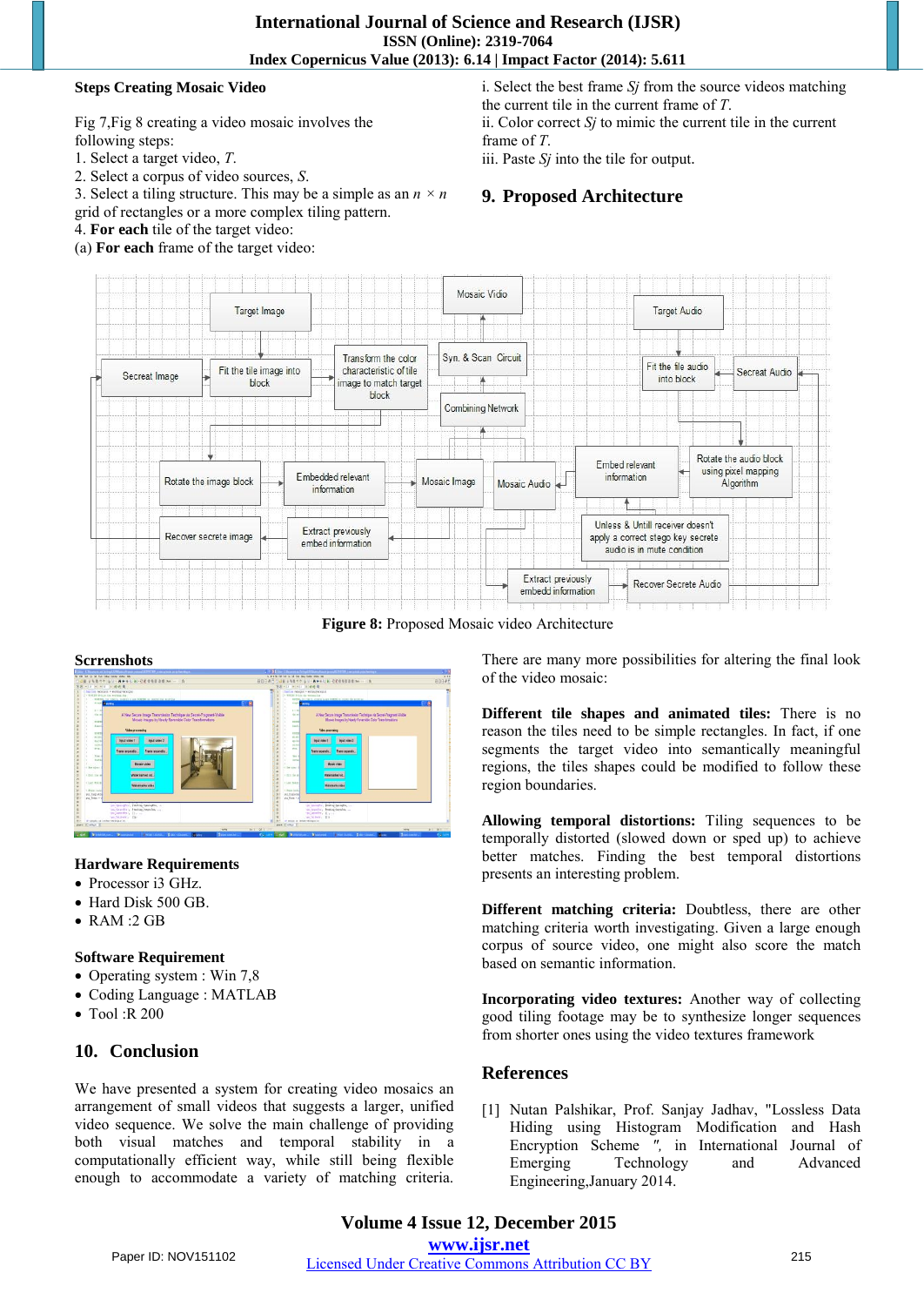**Steps Creating Mosaic Video**

Fig 7,Fig 8 creating a video mosaic involves the following steps:

1. Select a target video, *T*.
2. Select a corpus of video sources, *S*.
3. Select a tiling structure. This may be a simple as an $n \times n$ grid of rectangles or a more complex tiling pattern.
4. **For each** tile of the target video:

(a) **For each** frame of the target video:

i. Select the best frame *Sj* from the source videos matching the current tile in the current frame of *T*.

ii. Color correct *Sj* to mimic the current tile in the current frame of *T*.

iii. Paste *Sj* into the tile for output.

## 9. Proposed Architecture

**Figure 8:** Proposed Mosaic video Architecture

**Scrreshots**

**Hardware Requirements**

- Processor i3 GHz.
- Hard Disk 500 GB.
- RAM :2 GB

**Software Requirement**

- Operating system : Win 7,8
- Coding Language : MATLAB
- Tool :R 200

## 10. Conclusion

We have presented a system for creating video mosaics an arrangement of small videos that suggests a larger, unified video sequence. We solve the main challenge of providing both visual matches and temporal stability in a computationally efficient way, while still being flexible enough to accommodate a variety of matching criteria.

There are many more possibilities for altering the final look of the video mosaic:

**Different tile shapes and animated tiles:** There is no reason the tiles need to be simple rectangles. In fact, if one segments the target video into semantically meaningful regions, the tiles shapes could be modified to follow these region boundaries.

**Allowing temporal distortions:** Tiling sequences to be temporally distorted (slowed down or sped up) to achieve better matches. Finding the best temporal distortions presents an interesting problem.

**Different matching criteria:** Doubtless, there are other matching criteria worth investigating. Given a large enough corpus of source video, one might also score the match based on semantic information.

**Incorporating video textures:** Another way of collecting good tiling footage may be to synthesize longer sequences from shorter ones using the video textures framework

## References

[1] Nutan Palshikar, Prof. Sanjay Jadhav, "Lossless Data Hiding using Histogram Modification and Hash Encryption Scheme ", in International Journal of Emerging Technology and Advanced Engineering,January 2014.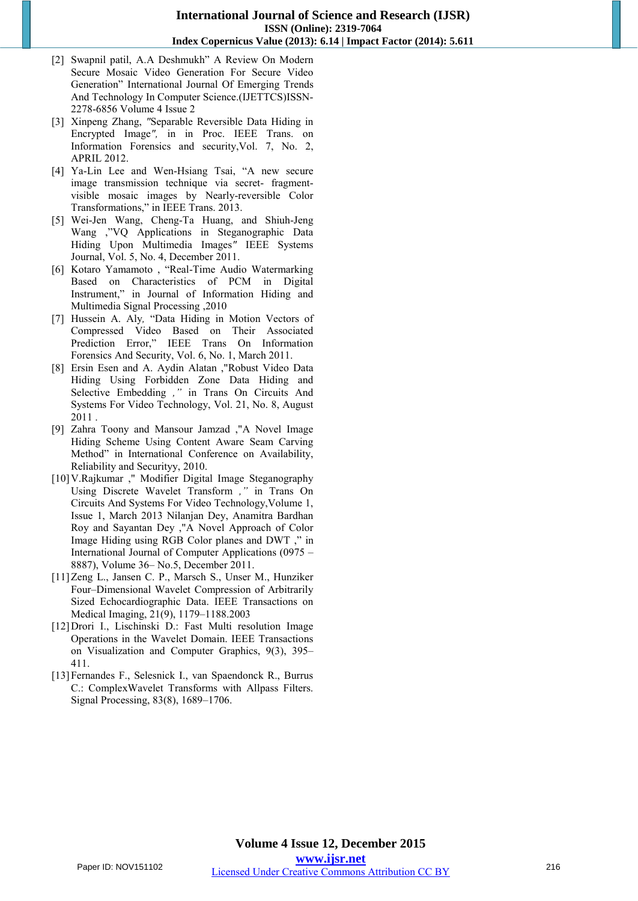[2] Swapnil patil, A.A Deshmukh" A Review On Modern Secure Mosaic Video Generation For Secure Video Generation" International Journal Of Emerging Trends And Technology In Computer Science.(IJETTCS)ISSN-2278-6856 Volume 4 Issue 2

[3] Xinpeng Zhang, ″Separable Reversible Data Hiding in Encrypted Image″, in in Proc. IEEE Trans. on Information Forensics and security,Vol. 7, No. 2, APRIL 2012.

[4] Ya-Lin Lee and Wen-Hsiang Tsai, "A new secure image transmission technique via secret- fragment-visible mosaic images by Nearly-reversible Color Transformations," in IEEE Trans. 2013.

[5] Wei-Jen Wang, Cheng-Ta Huang, and Shiuh-Jeng Wang ,"VQ Applications in Steganographic Data Hiding Upon Multimedia Images″ IEEE Systems Journal, Vol. 5, No. 4, December 2011.

[6] Kotaro Yamamoto , "Real-Time Audio Watermarking Based on Characteristics of PCM in Digital Instrument," in Journal of Information Hiding and Multimedia Signal Processing ,2010

[7] Hussein A. Aly, "Data Hiding in Motion Vectors of Compressed Video Based on Their Associated Prediction Error," IEEE Trans On Information Forensics And Security, Vol. 6, No. 1, March 2011.

[8] Ersin Esen and A. Aydin Alatan ,"Robust Video Data Hiding Using Forbidden Zone Data Hiding and Selective Embedding ," in Trans On Circuits And Systems For Video Technology, Vol. 21, No. 8, August 2011 .

[9] Zahra Toony and Mansour Jamzad ,"A Novel Image Hiding Scheme Using Content Aware Seam Carving Method" in International Conference on Availability, Reliability and Securityy, 2010.

[10] V.Rajkumar ," Modifier Digital Image Steganography Using Discrete Wavelet Transform ," in Trans On Circuits And Systems For Video Technology,Volume 1, Issue 1, March 2013 Nilanjan Dey, Anamitra Bardhan Roy and Sayantan Dey ,"A Novel Approach of Color Image Hiding using RGB Color planes and DWT ," in International Journal of Computer Applications (0975 – 8887), Volume 36– No.5, December 2011.

[11] Zeng L., Jansen C. P., Marsch S., Unser M., Hunziker Four–Dimensional Wavelet Compression of Arbitrarily Sized Echocardiographic Data. IEEE Transactions on Medical Imaging, 21(9), 1179–1188.2003

[12] Drori I., Lischinski D.: Fast Multi resolution Image Operations in the Wavelet Domain. IEEE Transactions on Visualization and Computer Graphics, 9(3), 395–411.

[13] Fernandes F., Selesnick I., van Spaendonck R., Burrus C.: ComplexWavelet Transforms with Allpass Filters. Signal Processing, 83(8), 1689–1706.